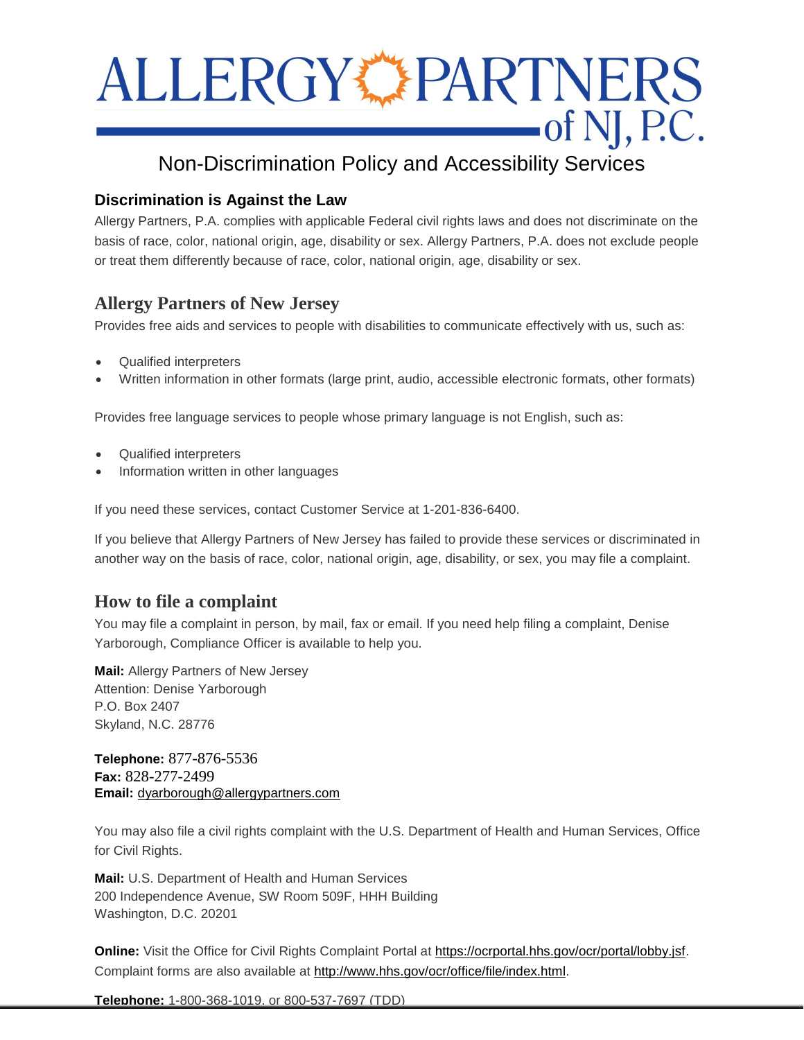# ALLERGY PARTNERS of NJ, P.C.

## Non-Discrimination Policy and Accessibility Services

### Discrimination is Against the Law

Allergy Partners, P.A. complies with applicable Federal civil rights laws and does not discriminate on the basis of race, color, national origin, age, disability or sex. Allergy Partners, P.A. does not exclude people or treat them differently because of race, color, national origin, age, disability or sex.

### Allergy Partners of New Jersey

Provides free aids and services to people with disabilities to communicate effectively with us, such as:

- Qualified interpreters
- Written information in other formats (large print, audio, accessible electronic formats, other formats)

Provides free language services to people whose primary language is not English, such as:

- Qualified interpreters
- Information written in other languages

If you need these services, contact Customer Service at 1-201-836-6400.

If you believe that Allergy Partners of New Jersey has failed to provide these services or discriminated in another way on the basis of race, color, national origin, age, disability, or sex, you may file a complaint.

### How to file a complaint

You may file a complaint in person, by mail, fax or email. If you need help filing a complaint, Denise Yarborough, Compliance Officer is available to help you.

**Mail:** Allergy Partners of New Jersey
Attention: Denise Yarborough
P.O. Box 2407
Skyland, N.C. 28776

**Telephone:** 877-876-5536
**Fax:** 828-277-2499
**Email:** dyarborough@allergypartners.com

You may also file a civil rights complaint with the U.S. Department of Health and Human Services, Office for Civil Rights.

**Mail:** U.S. Department of Health and Human Services
200 Independence Avenue, SW Room 509F, HHH Building
Washington, D.C. 20201

**Online:** Visit the Office for Civil Rights Complaint Portal at https://ocrportal.hhs.gov/ocr/portal/lobby.jsf. Complaint forms are also available at http://www.hhs.gov/ocr/office/file/index.html.

**Telephone:** 1-800-368-1019, or 800-537-7697 (TDD)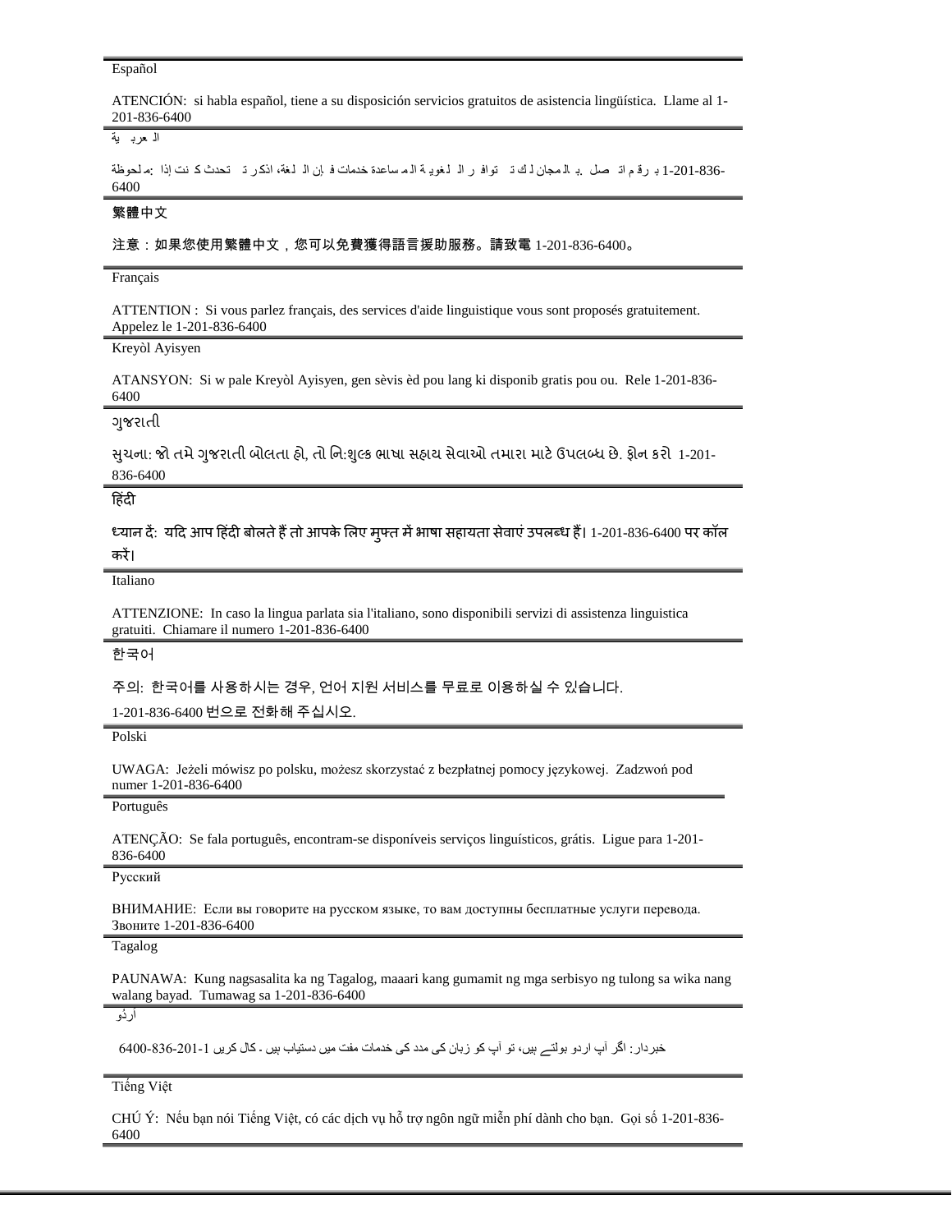Español

ATENCIÓN: si habla español, tiene a su disposición servicios gratuitos de asistencia lingüística. Llame al 1-201-836-6400

العربية

ملحوظة: إذا كنت تتحدث اذكر اللغة، فإن خدمات المساعدة اللغوية تتوافر لك بالمجان. اتصل برقم 1-201-836-6400

繁體中文

注意：如果您使用繁體中文，您可以免費獲得語言援助服務。請致電 1-201-836-6400。

Français

ATTENTION : Si vous parlez français, des services d'aide linguistique vous sont proposés gratuitement. Appelez le 1-201-836-6400

Kreyòl Ayisyen

ATANSYON: Si w pale Kreyòl Ayisyen, gen sèvis èd pou lang ki disponib gratis pou ou. Rele 1-201-836-6400

ગુજરાતી

સુચના: જો તમે ગુજરાતી બોલતા હો, તો નિ:શુલ્ક ભાષા સહાય સેવાઓ તમારા માટે ઉપલબ્ધ છે. ફોન કરો 1-201-836-6400

हिंदी

ध्यान दें: यदि आप हिंदी बोलते हैं तो आपके लिए मुफ्त में भाषा सहायता सेवाएं उपलब्ध हैं। 1-201-836-6400 पर कॉल करें।

Italiano

ATTENZIONE: In caso la lingua parlata sia l'italiano, sono disponibili servizi di assistenza linguistica gratuiti. Chiamare il numero 1-201-836-6400

한국어

주의: 한국어를 사용하시는 경우, 언어 지원 서비스를 무료로 이용하실 수 있습니다.

1-201-836-6400 번으로 전화해 주십시오.

Polski

UWAGA: Jeżeli mówisz po polsku, możesz skorzystać z bezpłatnej pomocy językowej. Zadzwoń pod numer 1-201-836-6400

Português

ATENÇÃO: Se fala português, encontram-se disponíveis serviços linguísticos, grátis. Ligue para 1-201-836-6400

Русский

ВНИМАНИЕ: Если вы говорите на русском языке, то вам доступны бесплатные услуги перевода. Звоните 1-201-836-6400

Tagalog

PAUNAWA: Kung nagsasalita ka ng Tagalog, maaari kang gumamit ng mga serbisyo ng tulong sa wika nang walang bayad. Tumawag sa 1-201-836-6400

اُردُو

خبردار: اگر آپ اردو بولتے ہیں، تو آپ کو زبان کی مدد کی خدمات مفت میں دستیاب ہیں ۔ کال کریں 1-201-836-6400

Tiếng Việt

CHÚ Ý: Nếu bạn nói Tiếng Việt, có các dịch vụ hỗ trợ ngôn ngữ miễn phí dành cho bạn. Gọi số 1-201-836-6400